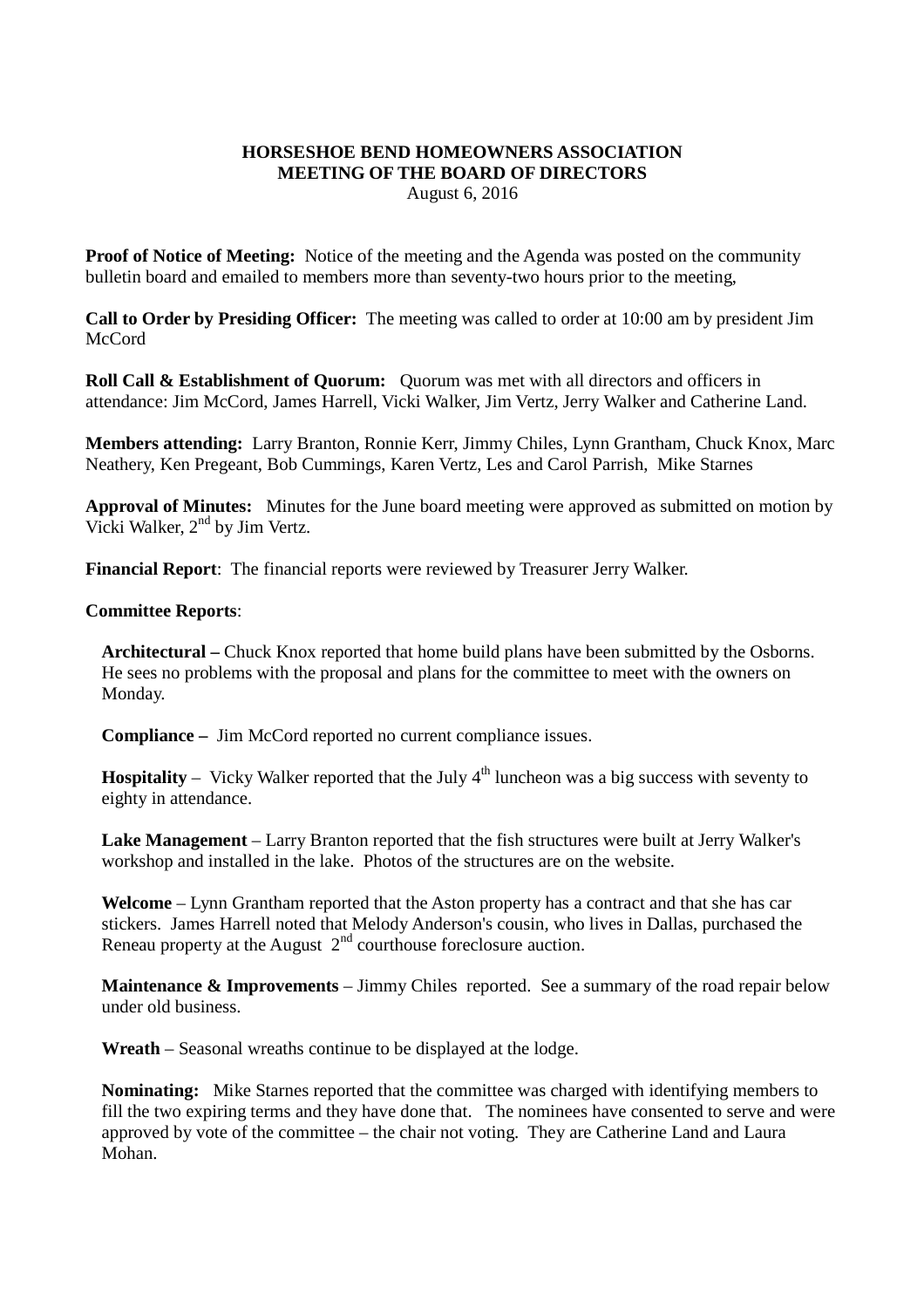# HORSESHOE BEND HOMEOWNERS ASSOCIATION
## MEETING OF THE BOARD OF DIRECTORS
August 6, 2016

**Proof of Notice of Meeting:** Notice of the meeting and the Agenda was posted on the community bulletin board and emailed to members more than seventy-two hours prior to the meeting,

**Call to Order by Presiding Officer:** The meeting was called to order at 10:00 am by president Jim McCord

**Roll Call & Establishment of Quorum:** Quorum was met with all directors and officers in attendance: Jim McCord, James Harrell, Vicki Walker, Jim Vertz, Jerry Walker and Catherine Land.

**Members attending:** Larry Branton, Ronnie Kerr, Jimmy Chiles, Lynn Grantham, Chuck Knox, Marc Neathery, Ken Pregeant, Bob Cummings, Karen Vertz, Les and Carol Parrish, Mike Starnes

**Approval of Minutes:** Minutes for the June board meeting were approved as submitted on motion by Vicki Walker, 2nd by Jim Vertz.

**Financial Report**: The financial reports were reviewed by Treasurer Jerry Walker.

**Committee Reports**:

**Architectural –** Chuck Knox reported that home build plans have been submitted by the Osborns. He sees no problems with the proposal and plans for the committee to meet with the owners on Monday.

**Compliance –** Jim McCord reported no current compliance issues.

**Hospitality** – Vicky Walker reported that the July 4th luncheon was a big success with seventy to eighty in attendance.

**Lake Management** – Larry Branton reported that the fish structures were built at Jerry Walker's workshop and installed in the lake. Photos of the structures are on the website.

**Welcome** – Lynn Grantham reported that the Aston property has a contract and that she has car stickers. James Harrell noted that Melody Anderson's cousin, who lives in Dallas, purchased the Reneau property at the August 2nd courthouse foreclosure auction.

**Maintenance & Improvements** – Jimmy Chiles reported. See a summary of the road repair below under old business.

**Wreath** – Seasonal wreaths continue to be displayed at the lodge.

**Nominating:** Mike Starnes reported that the committee was charged with identifying members to fill the two expiring terms and they have done that. The nominees have consented to serve and were approved by vote of the committee – the chair not voting. They are Catherine Land and Laura Mohan.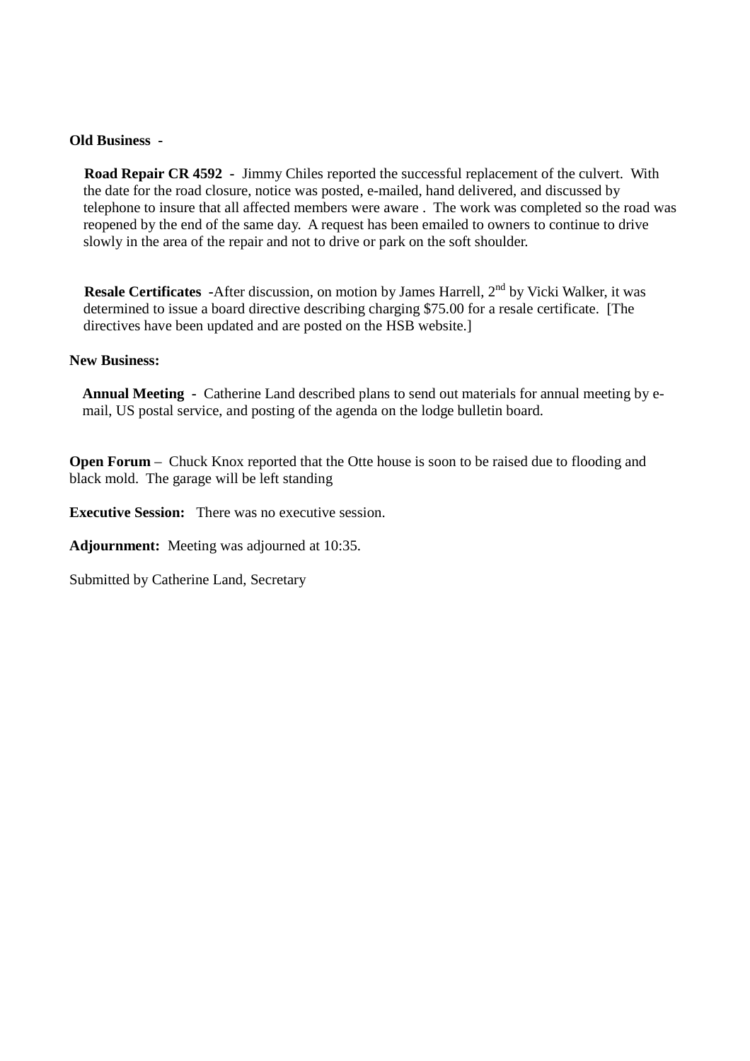**Old Business -**

**Road Repair CR 4592 -** Jimmy Chiles reported the successful replacement of the culvert. With the date for the road closure, notice was posted, e-mailed, hand delivered, and discussed by telephone to insure that all affected members were aware . The work was completed so the road was reopened by the end of the same day. A request has been emailed to owners to continue to drive slowly in the area of the repair and not to drive or park on the soft shoulder.

**Resale Certificates -**After discussion, on motion by James Harrell, 2nd by Vicki Walker, it was determined to issue a board directive describing charging $75.00 for a resale certificate. [The directives have been updated and are posted on the HSB website.]

**New Business:**

**Annual Meeting -** Catherine Land described plans to send out materials for annual meeting by e-mail, US postal service, and posting of the agenda on the lodge bulletin board.

**Open Forum** – Chuck Knox reported that the Otte house is soon to be raised due to flooding and black mold. The garage will be left standing

**Executive Session:** There was no executive session.

**Adjournment:** Meeting was adjourned at 10:35.

Submitted by Catherine Land, Secretary